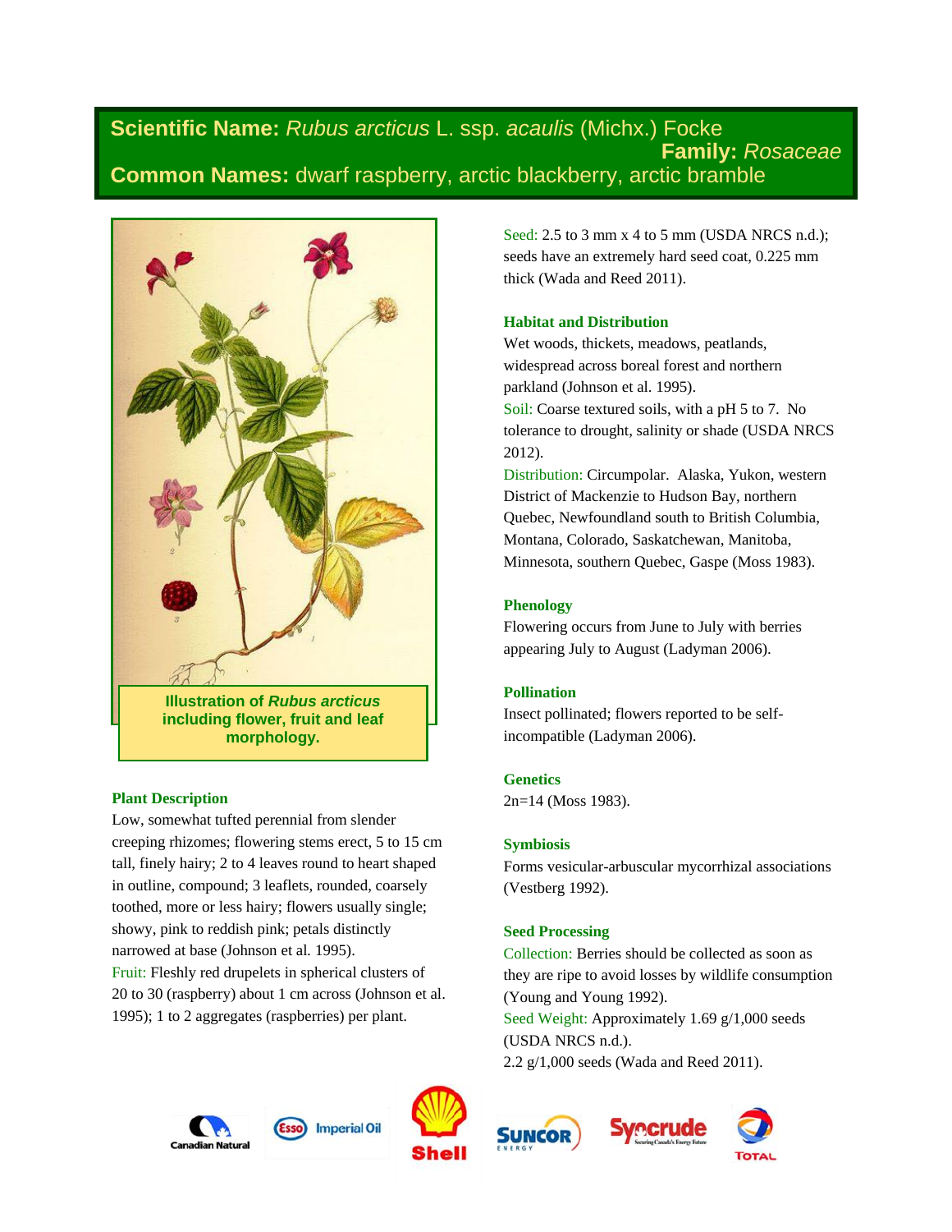**Scientific Name:** *Rubus arcticus* L. ssp. *acaulis* (Michx.) Focke

**Family:** *Rosaceae*

**Common Names:** dwarf raspberry, arctic blackberry, arctic bramble

**Illustration of *Rubus arcticus* including flower, fruit and leaf morphology.**

### Plant Description

Low, somewhat tufted perennial from slender creeping rhizomes; flowering stems erect, 5 to 15 cm tall, finely hairy; 2 to 4 leaves round to heart shaped in outline, compound; 3 leaflets, rounded, coarsely toothed, more or less hairy; flowers usually single; showy, pink to reddish pink; petals distinctly narrowed at base (Johnson et al. 1995).

Fruit: Fleshly red drupelets in spherical clusters of 20 to 30 (raspberry) about 1 cm across (Johnson et al. 1995); 1 to 2 aggregates (raspberries) per plant.

Seed: 2.5 to 3 mm x 4 to 5 mm (USDA NRCS n.d.); seeds have an extremely hard seed coat, 0.225 mm thick (Wada and Reed 2011).

### Habitat and Distribution

Wet woods, thickets, meadows, peatlands, widespread across boreal forest and northern parkland (Johnson et al. 1995).

Soil: Coarse textured soils, with a pH 5 to 7. No tolerance to drought, salinity or shade (USDA NRCS 2012).

Distribution: Circumpolar. Alaska, Yukon, western District of Mackenzie to Hudson Bay, northern Quebec, Newfoundland south to British Columbia, Montana, Colorado, Saskatchewan, Manitoba, Minnesota, southern Quebec, Gaspe (Moss 1983).

### Phenology

Flowering occurs from June to July with berries appearing July to August (Ladyman 2006).

### Pollination

Insect pollinated; flowers reported to be self-incompatible (Ladyman 2006).

### Genetics

2n=14 (Moss 1983).

### Symbiosis

Forms vesicular-arbuscular mycorrhizal associations (Vestberg 1992).

### Seed Processing

Collection: Berries should be collected as soon as they are ripe to avoid losses by wildlife consumption (Young and Young 1992).

Seed Weight: Approximately 1.69 g/1,000 seeds (USDA NRCS n.d.).
2.2 g/1,000 seeds (Wada and Reed 2011).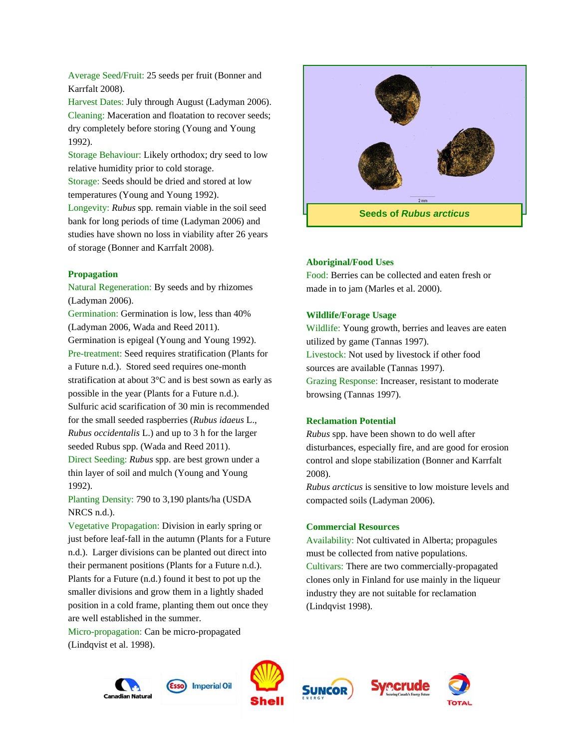Average Seed/Fruit: 25 seeds per fruit (Bonner and Karrfalt 2008).
Harvest Dates: July through August (Ladyman 2006).
Cleaning: Maceration and floatation to recover seeds; dry completely before storing (Young and Young 1992).
Storage Behaviour: Likely orthodox; dry seed to low relative humidity prior to cold storage.
Storage: Seeds should be dried and stored at low temperatures (Young and Young 1992).
Longevity: *Rubus* spp. remain viable in the soil seed bank for long periods of time (Ladyman 2006) and studies have shown no loss in viability after 26 years of storage (Bonner and Karrfalt 2008).

**Propagation**

Natural Regeneration: By seeds and by rhizomes (Ladyman 2006).
Germination: Germination is low, less than 40% (Ladyman 2006, Wada and Reed 2011).
Germination is epigeal (Young and Young 1992).
Pre-treatment: Seed requires stratification (Plants for a Future n.d.). Stored seed requires one-month stratification at about 3°C and is best sown as early as possible in the year (Plants for a Future n.d.).
Sulfuric acid scarification of 30 min is recommended for the small seeded raspberries (*Rubus idaeus* L., *Rubus occidentalis* L.) and up to 3 h for the larger seeded Rubus spp. (Wada and Reed 2011).
Direct Seeding: *Rubus* spp. are best grown under a thin layer of soil and mulch (Young and Young 1992).
Planting Density: 790 to 3,190 plants/ha (USDA NRCS n.d.).
Vegetative Propagation: Division in early spring or just before leaf-fall in the autumn (Plants for a Future n.d.). Larger divisions can be planted out direct into their permanent positions (Plants for a Future n.d.). Plants for a Future (n.d.) found it best to pot up the smaller divisions and grow them in a lightly shaded position in a cold frame, planting them out once they are well established in the summer.
Micro-propagation: Can be micro-propagated (Lindqvist et al. 1998).

Seeds of *Rubus arcticus*

**Aboriginal/Food Uses**

Food: Berries can be collected and eaten fresh or made in to jam (Marles et al. 2000).

**Wildlife/Forage Usage**

Wildlife: Young growth, berries and leaves are eaten utilized by game (Tannas 1997).
Livestock: Not used by livestock if other food sources are available (Tannas 1997).
Grazing Response: Increaser, resistant to moderate browsing (Tannas 1997).

**Reclamation Potential**

*Rubus* spp. have been shown to do well after disturbances, especially fire, and are good for erosion control and slope stabilization (Bonner and Karrfalt 2008).
*Rubus arcticus* is sensitive to low moisture levels and compacted soils (Ladyman 2006).

**Commercial Resources**

Availability: Not cultivated in Alberta; propagules must be collected from native populations.
Cultivars: There are two commercially-propagated clones only in Finland for use mainly in the liqueur industry they are not suitable for reclamation (Lindqvist 1998).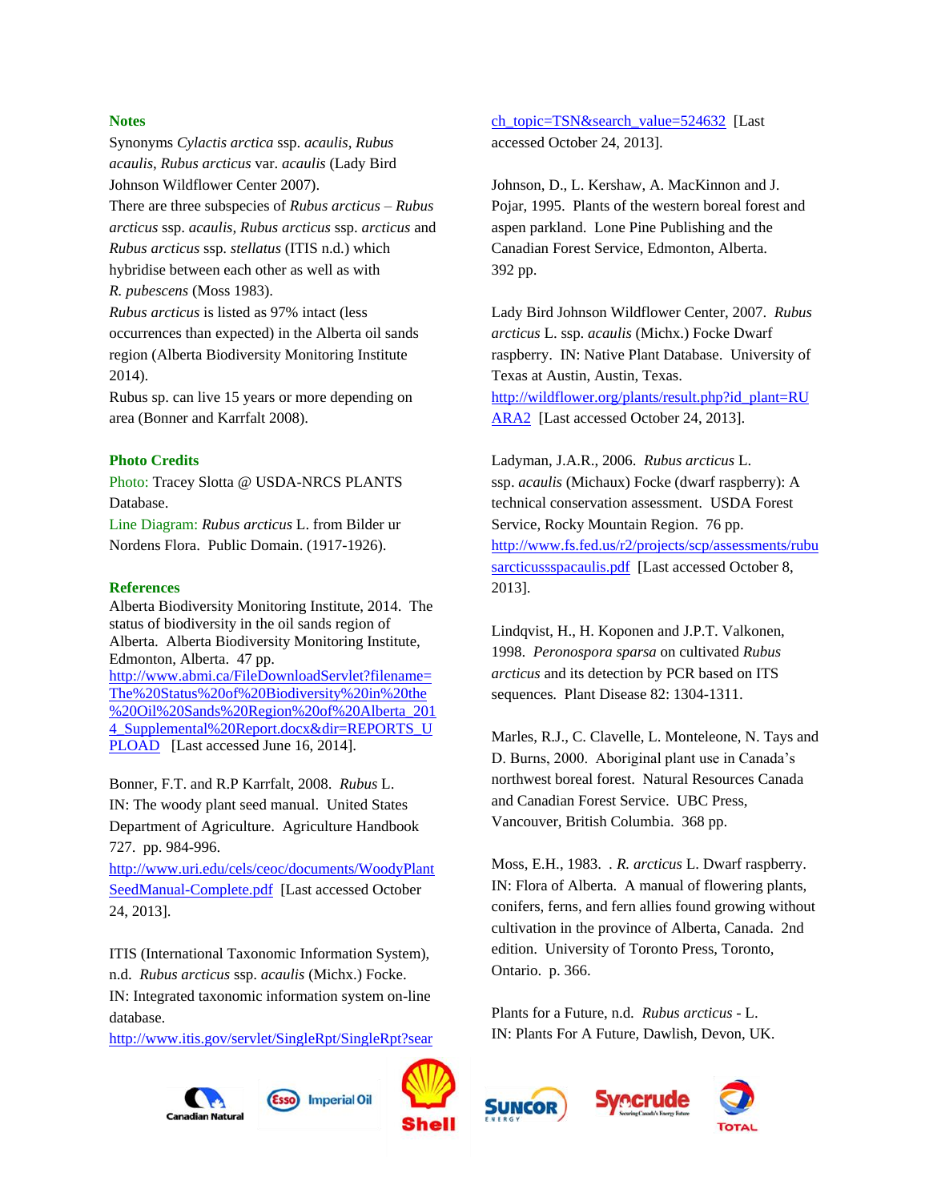### Notes

Synonyms *Cylactis arctica* ssp. *acaulis*, *Rubus acaulis*, *Rubus arcticus* var. *acaulis* (Lady Bird Johnson Wildflower Center 2007).

There are three subspecies of *Rubus arcticus* – *Rubus arcticus* ssp. *acaulis*, *Rubus arcticus* ssp. *arcticus* and *Rubus arcticus* ssp. *stellatus* (ITIS n.d.) which hybridise between each other as well as with *R. pubescens* (Moss 1983).

*Rubus arcticus* is listed as 97% intact (less occurrences than expected) in the Alberta oil sands region (Alberta Biodiversity Monitoring Institute 2014).

Rubus sp. can live 15 years or more depending on area (Bonner and Karrfalt 2008).

### Photo Credits

Photo: Tracey Slotta @ USDA-NRCS PLANTS Database.

Line Diagram: *Rubus arcticus* L. from Bilder ur Nordens Flora. Public Domain. (1917-1926).

### References

Alberta Biodiversity Monitoring Institute, 2014. The status of biodiversity in the oil sands region of Alberta. Alberta Biodiversity Monitoring Institute, Edmonton, Alberta. 47 pp. http://www.abmi.ca/FileDownloadServlet?filename=The%20Status%20of%20Biodiversity%20in%20the%20Oil%20Sands%20Region%20of%20Alberta_2014_Supplemental%20Report.docx&dir=REPORTS_UPLOAD [Last accessed June 16, 2014].

Bonner, F.T. and R.P Karrfalt, 2008. *Rubus* L. IN: The woody plant seed manual. United States Department of Agriculture. Agriculture Handbook 727. pp. 984-996. http://www.uri.edu/cels/ceoc/documents/WoodyPlantSeedManual-Complete.pdf [Last accessed October 24, 2013].

ITIS (International Taxonomic Information System), n.d. *Rubus arcticus* ssp. *acaulis* (Michx.) Focke. IN: Integrated taxonomic information system on-line database. http://www.itis.gov/servlet/SingleRpt/SingleRpt?search_topic=TSN&search_value=524632 [Last accessed October 24, 2013].

Johnson, D., L. Kershaw, A. MacKinnon and J. Pojar, 1995. Plants of the western boreal forest and aspen parkland. Lone Pine Publishing and the Canadian Forest Service, Edmonton, Alberta. 392 pp.

Lady Bird Johnson Wildflower Center, 2007. *Rubus arcticus* L. ssp. *acaulis* (Michx.) Focke Dwarf raspberry. IN: Native Plant Database. University of Texas at Austin, Austin, Texas. http://wildflower.org/plants/result.php?id_plant=RUARA2 [Last accessed October 24, 2013].

Ladyman, J.A.R., 2006. *Rubus arcticus* L. ssp. *acaulis* (Michaux) Focke (dwarf raspberry): A technical conservation assessment. USDA Forest Service, Rocky Mountain Region. 76 pp. http://www.fs.fed.us/r2/projects/scp/assessments/rubusarcticussspacaulis.pdf [Last accessed October 8, 2013].

Lindqvist, H., H. Koponen and J.P.T. Valkonen, 1998. *Peronospora sparsa* on cultivated *Rubus arcticus* and its detection by PCR based on ITS sequences. Plant Disease 82: 1304-1311.

Marles, R.J., C. Clavelle, L. Monteleone, N. Tays and D. Burns, 2000. Aboriginal plant use in Canada's northwest boreal forest. Natural Resources Canada and Canadian Forest Service. UBC Press, Vancouver, British Columbia. 368 pp.

Moss, E.H., 1983. . *R. arcticus* L. Dwarf raspberry. IN: Flora of Alberta. A manual of flowering plants, conifers, ferns, and fern allies found growing without cultivation in the province of Alberta, Canada. 2nd edition. University of Toronto Press, Toronto, Ontario. p. 366.

Plants for a Future, n.d. *Rubus arcticus* - L. IN: Plants For A Future, Dawlish, Devon, UK.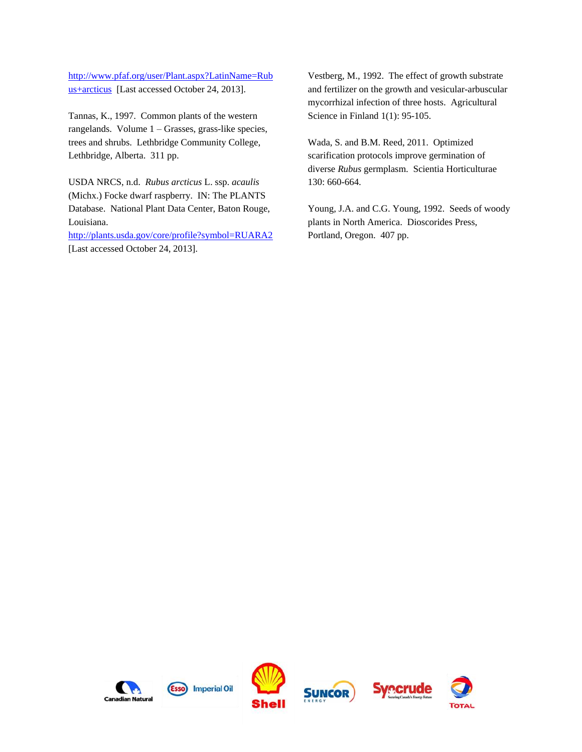http://www.pfaf.org/user/Plant.aspx?LatinName=Rubus+arcticus [Last accessed October 24, 2013].

Tannas, K., 1997. Common plants of the western rangelands. Volume 1 – Grasses, grass-like species, trees and shrubs. Lethbridge Community College, Lethbridge, Alberta. 311 pp.

USDA NRCS, n.d. *Rubus arcticus* L. ssp. *acaulis* (Michx.) Focke dwarf raspberry. IN: The PLANTS Database. National Plant Data Center, Baton Rouge, Louisiana. http://plants.usda.gov/core/profile?symbol=RUARA2 [Last accessed October 24, 2013].

Vestberg, M., 1992. The effect of growth substrate and fertilizer on the growth and vesicular-arbuscular mycorrhizal infection of three hosts. Agricultural Science in Finland 1(1): 95-105.

Wada, S. and B.M. Reed, 2011. Optimized scarification protocols improve germination of diverse *Rubus* germplasm. Scientia Horticulturae 130: 660-664.

Young, J.A. and C.G. Young, 1992. Seeds of woody plants in North America. Dioscorides Press, Portland, Oregon. 407 pp.